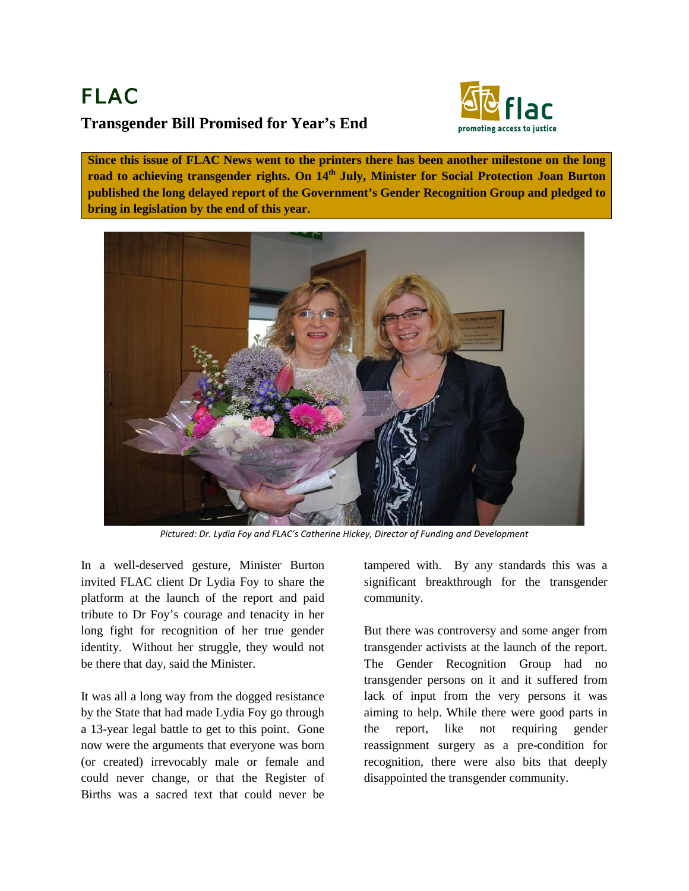# FLAC

## Transgender Bill Promised for Year's End

**Since this issue of FLAC News went to the printers there has been another milestone on the long road to achieving transgender rights. On 14th July, Minister for Social Protection Joan Burton published the long delayed report of the Government's Gender Recognition Group and pledged to bring in legislation by the end of this year.**

*Pictured: Dr. Lydia Foy and FLAC's Catherine Hickey, Director of Funding and Development*

In a well-deserved gesture, Minister Burton invited FLAC client Dr Lydia Foy to share the platform at the launch of the report and paid tribute to Dr Foy's courage and tenacity in her long fight for recognition of her true gender identity. Without her struggle, they would not be there that day, said the Minister.

It was all a long way from the dogged resistance by the State that had made Lydia Foy go through a 13-year legal battle to get to this point. Gone now were the arguments that everyone was born (or created) irrevocably male or female and could never change, or that the Register of Births was a sacred text that could never be tampered with. By any standards this was a significant breakthrough for the transgender community.

But there was controversy and some anger from transgender activists at the launch of the report. The Gender Recognition Group had no transgender persons on it and it suffered from lack of input from the very persons it was aiming to help. While there were good parts in the report, like not requiring gender reassignment surgery as a pre-condition for recognition, there were also bits that deeply disappointed the transgender community.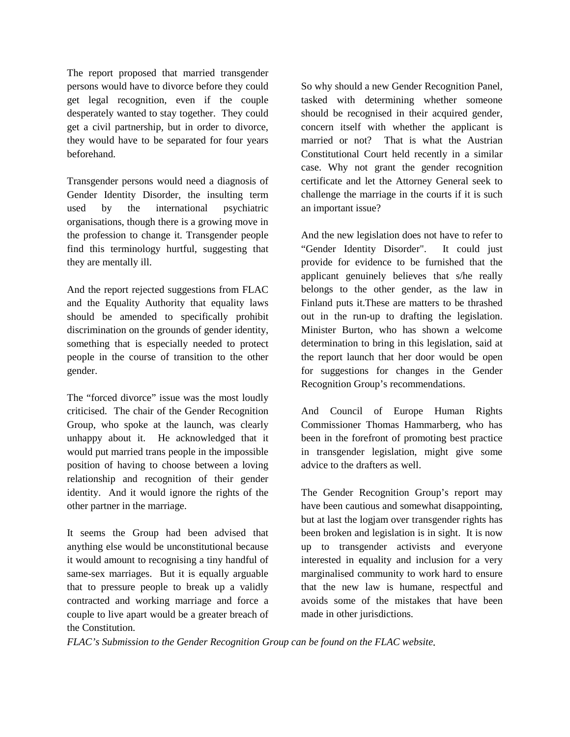The report proposed that married transgender persons would have to divorce before they could get legal recognition, even if the couple desperately wanted to stay together. They could get a civil partnership, but in order to divorce, they would have to be separated for four years beforehand.

Transgender persons would need a diagnosis of Gender Identity Disorder, the insulting term used by the international psychiatric organisations, though there is a growing move in the profession to change it. Transgender people find this terminology hurtful, suggesting that they are mentally ill.

And the report rejected suggestions from FLAC and the Equality Authority that equality laws should be amended to specifically prohibit discrimination on the grounds of gender identity, something that is especially needed to protect people in the course of transition to the other gender.

The "forced divorce" issue was the most loudly criticised. The chair of the Gender Recognition Group, who spoke at the launch, was clearly unhappy about it. He acknowledged that it would put married trans people in the impossible position of having to choose between a loving relationship and recognition of their gender identity. And it would ignore the rights of the other partner in the marriage.

It seems the Group had been advised that anything else would be unconstitutional because it would amount to recognising a tiny handful of same-sex marriages. But it is equally arguable that to pressure people to break up a validly contracted and working marriage and force a couple to live apart would be a greater breach of the Constitution.

So why should a new Gender Recognition Panel, tasked with determining whether someone should be recognised in their acquired gender, concern itself with whether the applicant is married or not? That is what the Austrian Constitutional Court held recently in a similar case. Why not grant the gender recognition certificate and let the Attorney General seek to challenge the marriage in the courts if it is such an important issue?

And the new legislation does not have to refer to "Gender Identity Disorder". It could just provide for evidence to be furnished that the applicant genuinely believes that s/he really belongs to the other gender, as the law in Finland puts it.These are matters to be thrashed out in the run-up to drafting the legislation. Minister Burton, who has shown a welcome determination to bring in this legislation, said at the report launch that her door would be open for suggestions for changes in the Gender Recognition Group's recommendations.

And Council of Europe Human Rights Commissioner Thomas Hammarberg, who has been in the forefront of promoting best practice in transgender legislation, might give some advice to the drafters as well.

The Gender Recognition Group's report may have been cautious and somewhat disappointing, but at last the logjam over transgender rights has been broken and legislation is in sight. It is now up to transgender activists and everyone interested in equality and inclusion for a very marginalised community to work hard to ensure that the new law is humane, respectful and avoids some of the mistakes that have been made in other jurisdictions.

*FLAC's Submission to the Gender Recognition Group can be found on the FLAC website.*